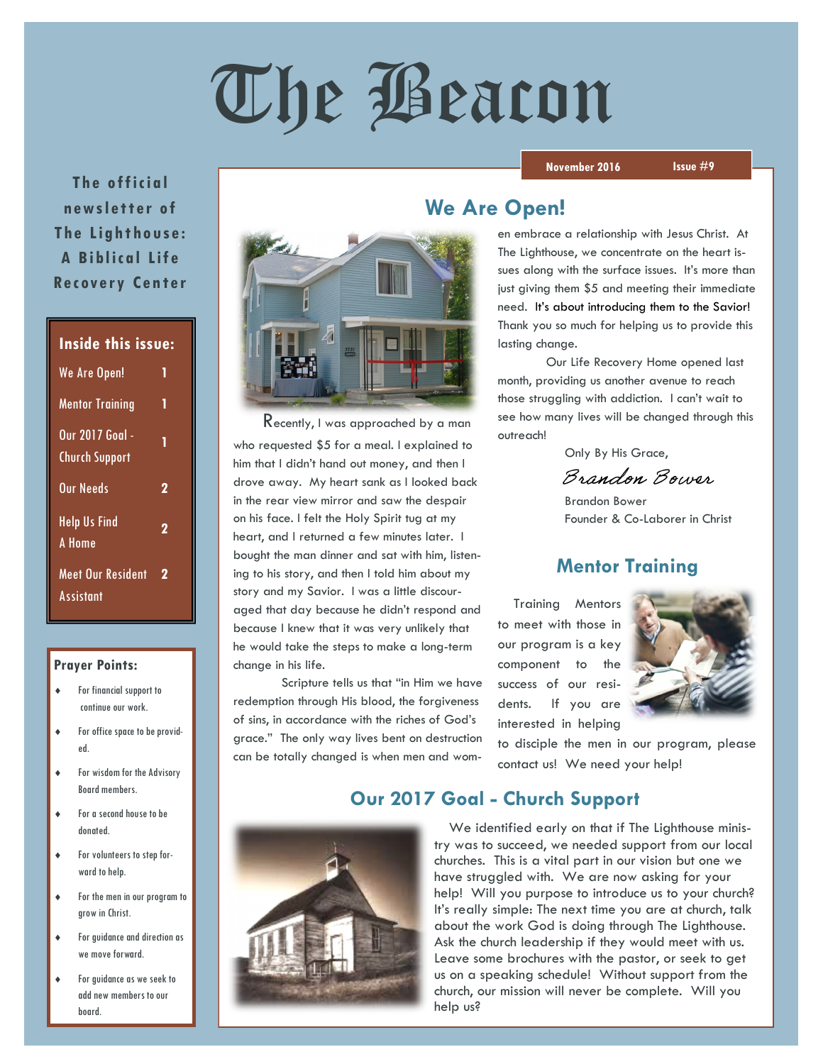# The Beacon

**November 2016** | **Issue #9**

**The official newsletter of The Lighthouse: A Biblical Life Recovery Center**

**Inside this issue:**

- We Are Open! — 1
- Mentor Training — 1
- Our 2017 Goal - Church Support — 1
- Our Needs — 2
- Help Us Find A Home — 2
- Meet Our Resident Assistant — 2

**Prayer Points:**

- For financial support to continue our work.
- For office space to be provided.
- For wisdom for the Advisory Board members.
- For a second house to be donated.
- For volunteers to step forward to help.
- For the men in our program to grow in Christ.
- For guidance and direction as we move forward.
- For guidance as we seek to add new members to our board.

## We Are Open!

Recently, I was approached by a man who requested $5 for a meal. I explained to him that I didn't hand out money, and then I drove away. My heart sank as I looked back in the rear view mirror and saw the despair on his face. I felt the Holy Spirit tug at my heart, and I returned a few minutes later. I bought the man dinner and sat with him, listening to his story, and then I told him about my story and my Savior. I was a little discouraged that day because he didn't respond and because I knew that it was very unlikely that he would take the steps to make a long-term change in his life.

Scripture tells us that "in Him we have redemption through His blood, the forgiveness of sins, in accordance with the riches of God's grace." The only way lives bent on destruction can be totally changed is when men and women embrace a relationship with Jesus Christ. At The Lighthouse, we concentrate on the heart issues along with the surface issues. It's more than just giving them $5 and meeting their immediate need. It's about introducing them to the Savior! Thank you so much for helping us to provide this lasting change.

Our Life Recovery Home opened last month, providing us another avenue to reach those struggling with addiction. I can't wait to see how many lives will be changed through this outreach!

Only By His Grace,

*Brandon Bower*

Brandon Bower
Founder & Co-Laborer in Christ

## Mentor Training

Training Mentors to meet with those in our program is a key component to the success of our residents. If you are interested in helping to disciple the men in our program, please contact us! We need your help!

## Our 2017 Goal - Church Support

We identified early on that if The Lighthouse ministry was to succeed, we needed support from our local churches. This is a vital part in our vision but one we have struggled with. We are now asking for your help! Will you purpose to introduce us to your church? It's really simple: The next time you are at church, talk about the work God is doing through The Lighthouse. Ask the church leadership if they would meet with us. Leave some brochures with the pastor, or seek to get us on a speaking schedule! Without support from the church, our mission will never be complete. Will you help us?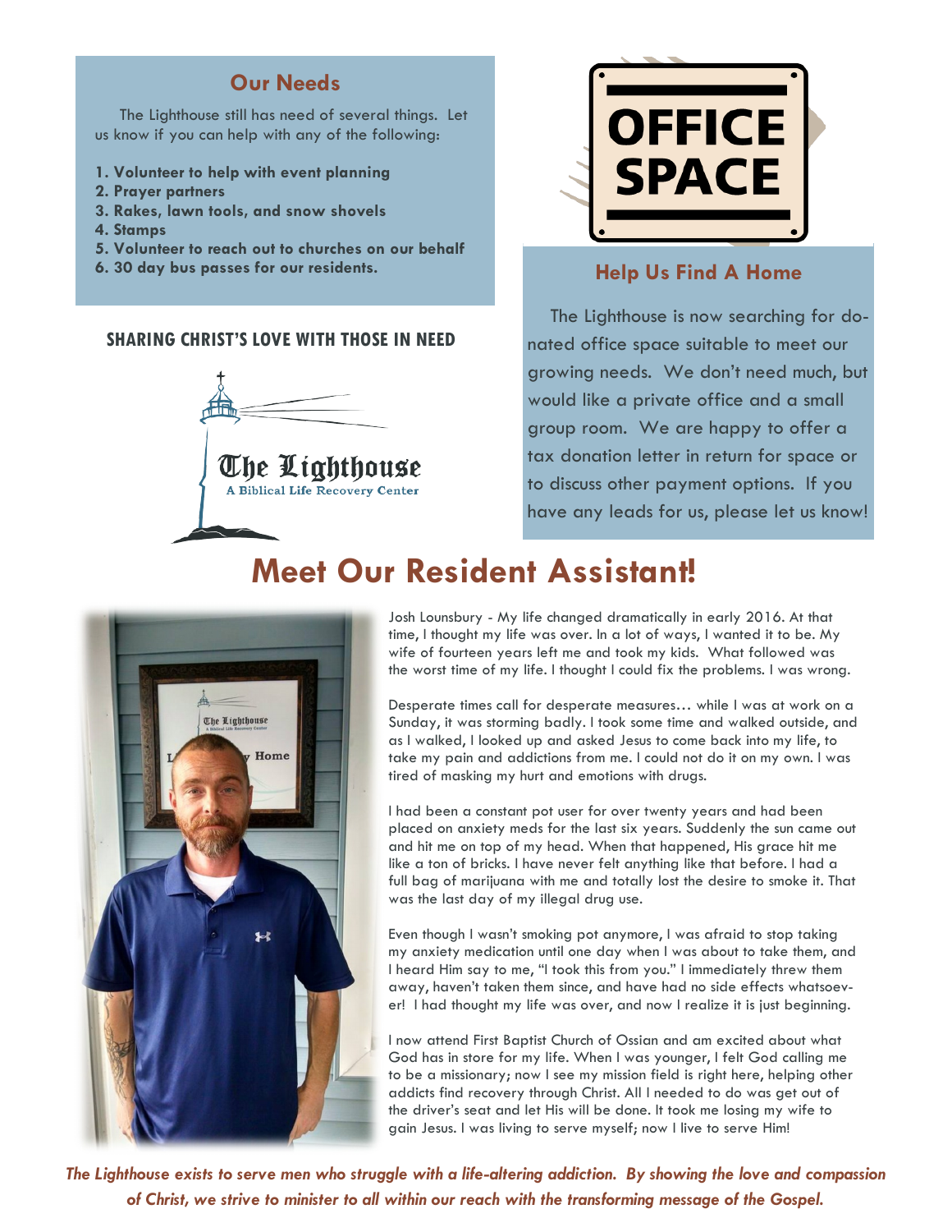## Our Needs

The Lighthouse still has need of several things. Let us know if you can help with any of the following:

1. **Volunteer to help with event planning**
2. **Prayer partners**
3. **Rakes, lawn tools, and snow shovels**
4. **Stamps**
5. **Volunteer to reach out to churches on our behalf**
6. **30 day bus passes for our residents.**

**SHARING CHRIST'S LOVE WITH THOSE IN NEED**

The Lighthouse
A Biblical Life Recovery Center

OFFICE SPACE

## Help Us Find A Home

The Lighthouse is now searching for donated office space suitable to meet our growing needs. We don't need much, but would like a private office and a small group room. We are happy to offer a tax donation letter in return for space or to discuss other payment options. If you have any leads for us, please let us know!

# Meet Our Resident Assistant!

Josh Lounsbury - My life changed dramatically in early 2016. At that time, I thought my life was over. In a lot of ways, I wanted it to be. My wife of fourteen years left me and took my kids. What followed was the worst time of my life. I thought I could fix the problems. I was wrong.

Desperate times call for desperate measures… while I was at work on a Sunday, it was storming badly. I took some time and walked outside, and as I walked, I looked up and asked Jesus to come back into my life, to take my pain and addictions from me. I could not do it on my own. I was tired of masking my hurt and emotions with drugs.

I had been a constant pot user for over twenty years and had been placed on anxiety meds for the last six years. Suddenly the sun came out and hit me on top of my head. When that happened, His grace hit me like a ton of bricks. I have never felt anything like that before. I had a full bag of marijuana with me and totally lost the desire to smoke it. That was the last day of my illegal drug use.

Even though I wasn't smoking pot anymore, I was afraid to stop taking my anxiety medication until one day when I was about to take them, and I heard Him say to me, "I took this from you." I immediately threw them away, haven't taken them since, and have had no side effects whatsoever! I had thought my life was over, and now I realize it is just beginning.

I now attend First Baptist Church of Ossian and am excited about what God has in store for my life. When I was younger, I felt God calling me to be a missionary; now I see my mission field is right here, helping other addicts find recovery through Christ. All I needed to do was get out of the driver's seat and let His will be done. It took me losing my wife to gain Jesus. I was living to serve myself; now I live to serve Him!

***The Lighthouse exists to serve men who struggle with a life-altering addiction. By showing the love and compassion of Christ, we strive to minister to all within our reach with the transforming message of the Gospel.***